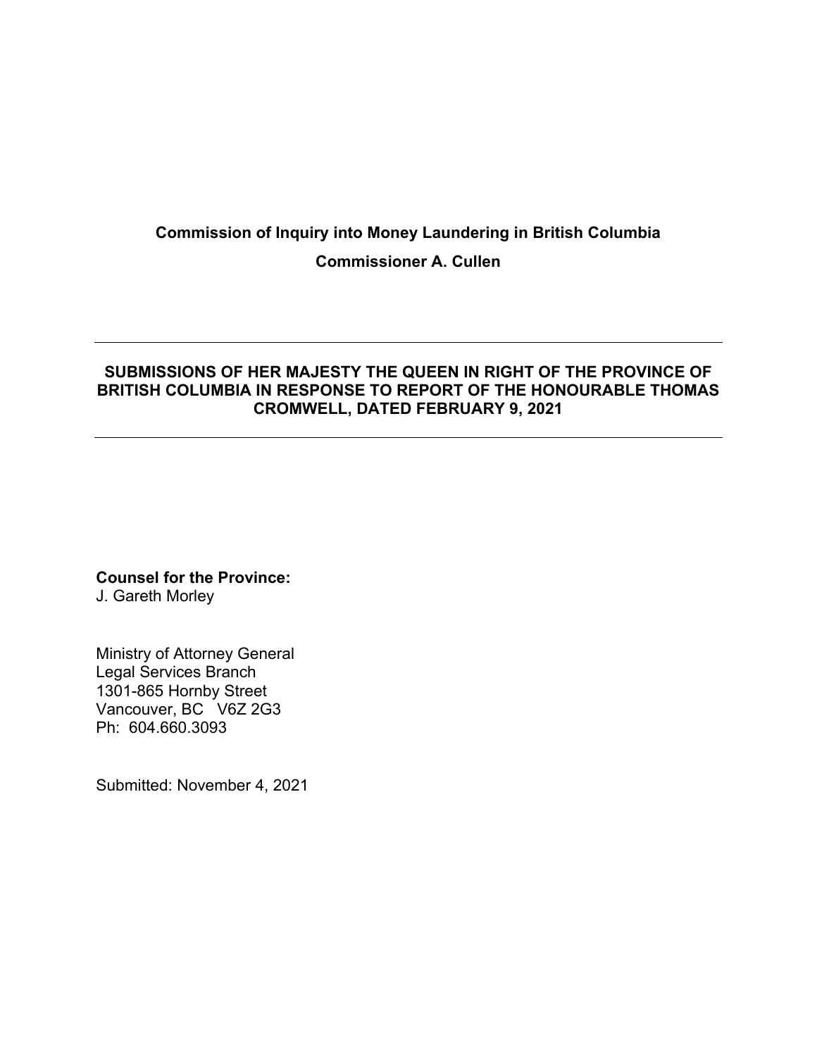**Commission of Inquiry into Money Laundering in British Columbia**

**Commissioner A. Cullen**

---

## SUBMISSIONS OF HER MAJESTY THE QUEEN IN RIGHT OF THE PROVINCE OF BRITISH COLUMBIA IN RESPONSE TO REPORT OF THE HONOURABLE THOMAS CROMWELL, DATED FEBRUARY 9, 2021

---

**Counsel for the Province:**
J. Gareth Morley

Ministry of Attorney General
Legal Services Branch
1301-865 Hornby Street
Vancouver, BC V6Z 2G3
Ph: 604.660.3093

Submitted: November 4, 2021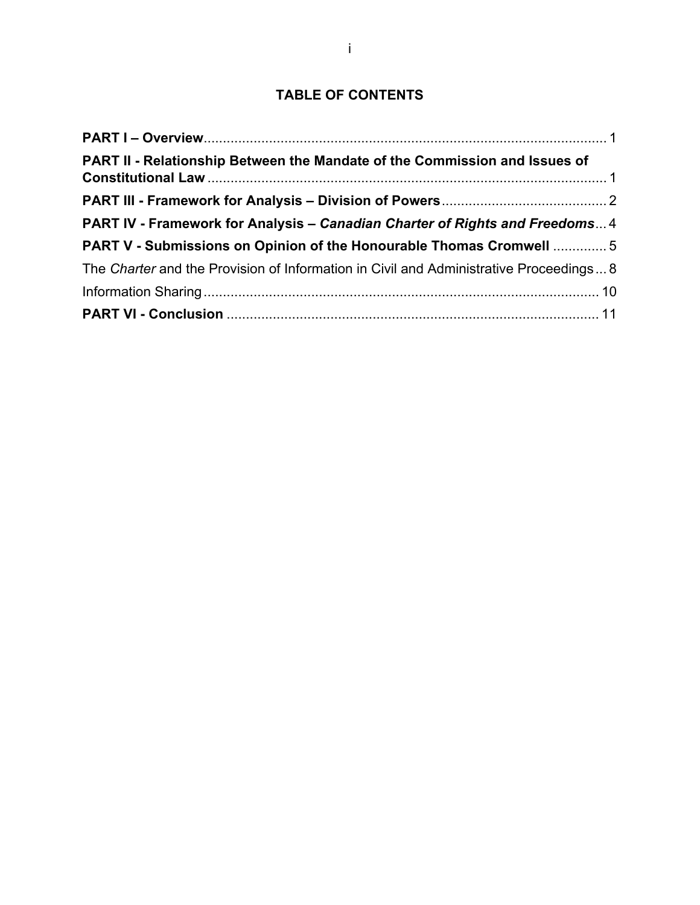## TABLE OF CONTENTS

**PART I – Overview**........................................................................................................ 1

**PART II - Relationship Between the Mandate of the Commission and Issues of Constitutional Law** ....................................................................................................... 1

**PART III - Framework for Analysis – Division of Powers**........................................... 2

**PART IV - Framework for Analysis – *Canadian Charter of Rights and Freedoms***... 4

**PART V - Submissions on Opinion of the Honourable Thomas Cromwell** .............. 5

The *Charter* and the Provision of Information in Civil and Administrative Proceedings... 8

Information Sharing ....................................................................................................... 10

**PART VI - Conclusion** ................................................................................................. 11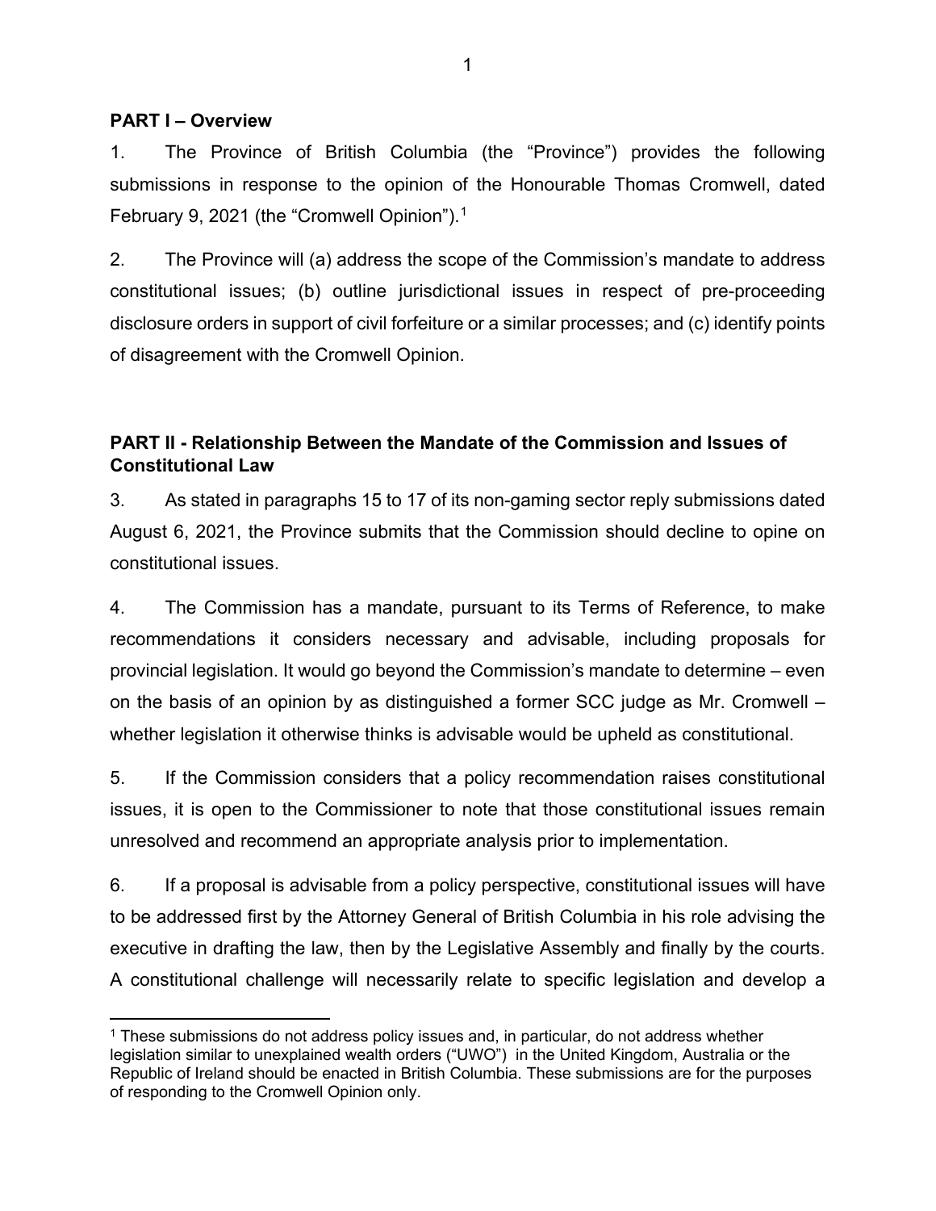## PART I – Overview

1. The Province of British Columbia (the "Province") provides the following submissions in response to the opinion of the Honourable Thomas Cromwell, dated February 9, 2021 (the "Cromwell Opinion").[1]

2. The Province will (a) address the scope of the Commission's mandate to address constitutional issues; (b) outline jurisdictional issues in respect of pre-proceeding disclosure orders in support of civil forfeiture or a similar processes; and (c) identify points of disagreement with the Cromwell Opinion.

## PART II - Relationship Between the Mandate of the Commission and Issues of Constitutional Law

3. As stated in paragraphs 15 to 17 of its non-gaming sector reply submissions dated August 6, 2021, the Province submits that the Commission should decline to opine on constitutional issues.

4. The Commission has a mandate, pursuant to its Terms of Reference, to make recommendations it considers necessary and advisable, including proposals for provincial legislation. It would go beyond the Commission's mandate to determine – even on the basis of an opinion by as distinguished a former SCC judge as Mr. Cromwell – whether legislation it otherwise thinks is advisable would be upheld as constitutional.

5. If the Commission considers that a policy recommendation raises constitutional issues, it is open to the Commissioner to note that those constitutional issues remain unresolved and recommend an appropriate analysis prior to implementation.

6. If a proposal is advisable from a policy perspective, constitutional issues will have to be addressed first by the Attorney General of British Columbia in his role advising the executive in drafting the law, then by the Legislative Assembly and finally by the courts. A constitutional challenge will necessarily relate to specific legislation and develop a

[1] These submissions do not address policy issues and, in particular, do not address whether legislation similar to unexplained wealth orders ("UWO") in the United Kingdom, Australia or the Republic of Ireland should be enacted in British Columbia. These submissions are for the purposes of responding to the Cromwell Opinion only.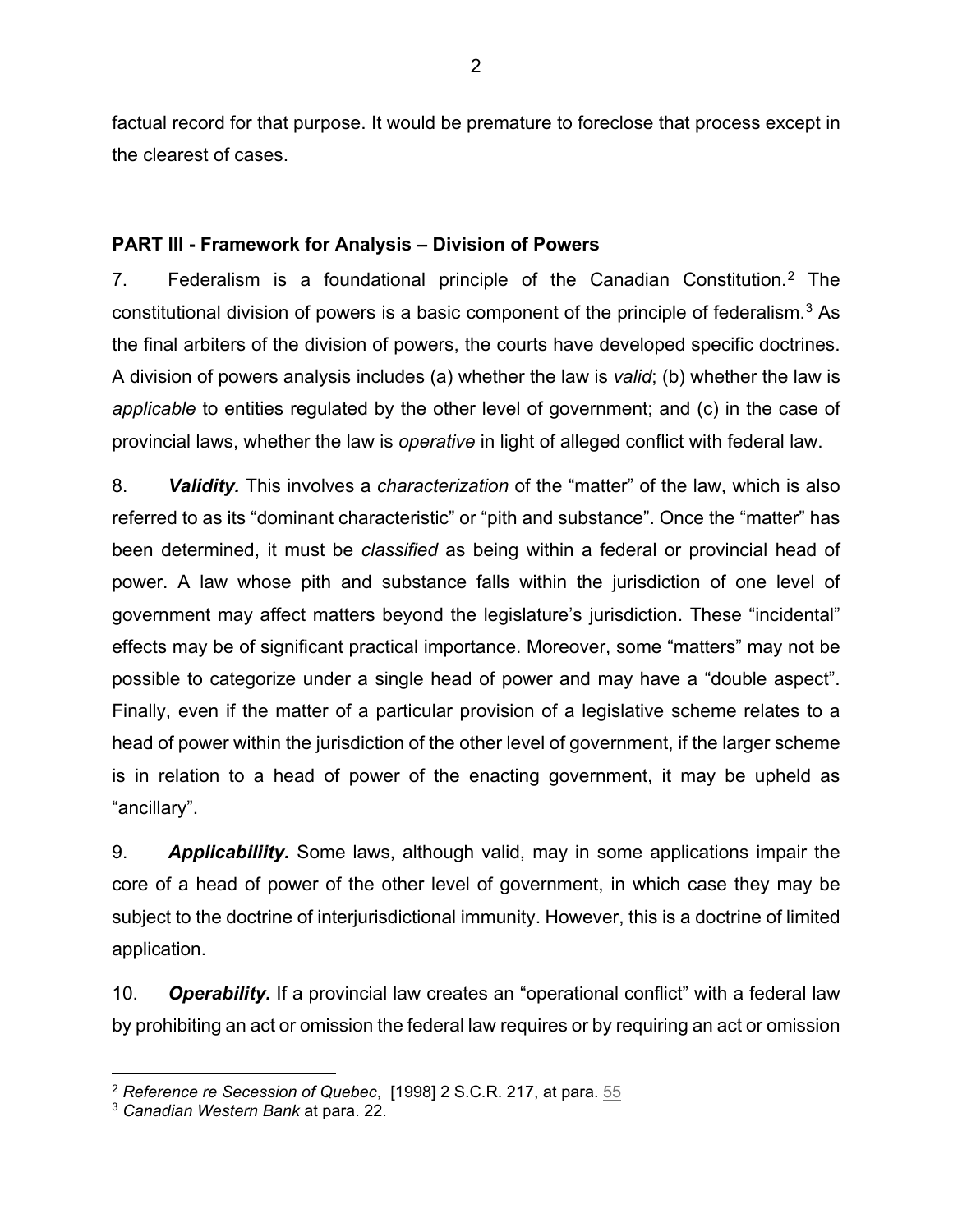factual record for that purpose. It would be premature to foreclose that process except in the clearest of cases.

## PART III - Framework for Analysis – Division of Powers

7. Federalism is a foundational principle of the Canadian Constitution.[2] The constitutional division of powers is a basic component of the principle of federalism.[3] As the final arbiters of the division of powers, the courts have developed specific doctrines. A division of powers analysis includes (a) whether the law is *valid*; (b) whether the law is *applicable* to entities regulated by the other level of government; and (c) in the case of provincial laws, whether the law is *operative* in light of alleged conflict with federal law.

8. ***Validity.*** This involves a *characterization* of the "matter" of the law, which is also referred to as its "dominant characteristic" or "pith and substance". Once the "matter" has been determined, it must be *classified* as being within a federal or provincial head of power. A law whose pith and substance falls within the jurisdiction of one level of government may affect matters beyond the legislature's jurisdiction. These "incidental" effects may be of significant practical importance. Moreover, some "matters" may not be possible to categorize under a single head of power and may have a "double aspect". Finally, even if the matter of a particular provision of a legislative scheme relates to a head of power within the jurisdiction of the other level of government, if the larger scheme is in relation to a head of power of the enacting government, it may be upheld as "ancillary".

9. ***Applicabiliity.*** Some laws, although valid, may in some applications impair the core of a head of power of the other level of government, in which case they may be subject to the doctrine of interjurisdictional immunity. However, this is a doctrine of limited application.

10. ***Operability.*** If a provincial law creates an "operational conflict" with a federal law by prohibiting an act or omission the federal law requires or by requiring an act or omission

---

[2] *Reference re Secession of Quebec*, [1998] 2 S.C.R. 217, at para. 55

[3] *Canadian Western Bank* at para. 22.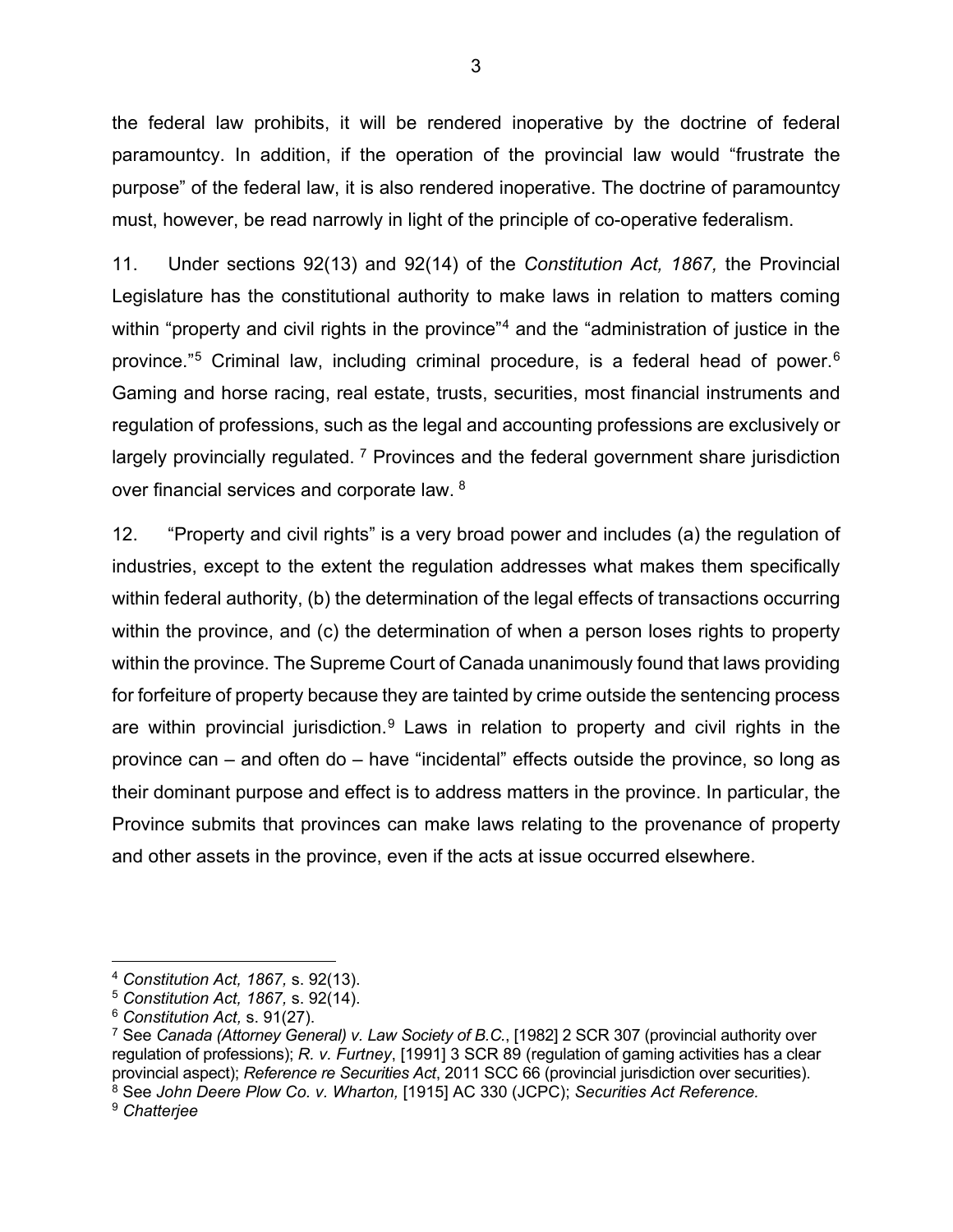the federal law prohibits, it will be rendered inoperative by the doctrine of federal paramountcy. In addition, if the operation of the provincial law would "frustrate the purpose" of the federal law, it is also rendered inoperative. The doctrine of paramountcy must, however, be read narrowly in light of the principle of co-operative federalism.

11. Under sections 92(13) and 92(14) of the *Constitution Act, 1867,* the Provincial Legislature has the constitutional authority to make laws in relation to matters coming within "property and civil rights in the province"[4] and the "administration of justice in the province."[5] Criminal law, including criminal procedure, is a federal head of power.[6] Gaming and horse racing, real estate, trusts, securities, most financial instruments and regulation of professions, such as the legal and accounting professions are exclusively or largely provincially regulated. [7] Provinces and the federal government share jurisdiction over financial services and corporate law. [8]

12. "Property and civil rights" is a very broad power and includes (a) the regulation of industries, except to the extent the regulation addresses what makes them specifically within federal authority, (b) the determination of the legal effects of transactions occurring within the province, and (c) the determination of when a person loses rights to property within the province. The Supreme Court of Canada unanimously found that laws providing for forfeiture of property because they are tainted by crime outside the sentencing process are within provincial jurisdiction.[9] Laws in relation to property and civil rights in the province can – and often do – have "incidental" effects outside the province, so long as their dominant purpose and effect is to address matters in the province. In particular, the Province submits that provinces can make laws relating to the provenance of property and other assets in the province, even if the acts at issue occurred elsewhere.

---

[4] *Constitution Act, 1867,* s. 92(13).

[5] *Constitution Act, 1867,* s. 92(14).

[6] *Constitution Act,* s. 91(27).

[7] See *Canada (Attorney General) v. Law Society of B.C.*, [1982] 2 SCR 307 (provincial authority over regulation of professions); *R. v. Furtney*, [1991] 3 SCR 89 (regulation of gaming activities has a clear provincial aspect); *Reference re Securities Act*, 2011 SCC 66 (provincial jurisdiction over securities).

[8] See *John Deere Plow Co. v. Wharton,* [1915] AC 330 (JCPC); *Securities Act Reference.*

[9] *Chatterjee*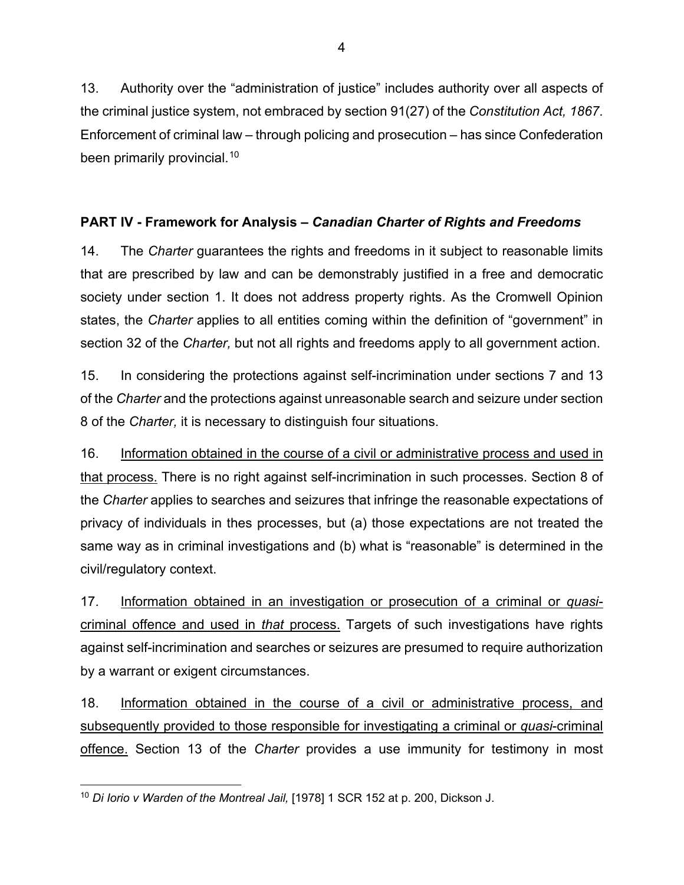13. Authority over the "administration of justice" includes authority over all aspects of the criminal justice system, not embraced by section 91(27) of the *Constitution Act, 1867*. Enforcement of criminal law – through policing and prosecution – has since Confederation been primarily provincial.[10]

**PART IV - Framework for Analysis – *Canadian Charter of Rights and Freedoms***

14. The *Charter* guarantees the rights and freedoms in it subject to reasonable limits that are prescribed by law and can be demonstrably justified in a free and democratic society under section 1. It does not address property rights. As the Cromwell Opinion states, the *Charter* applies to all entities coming within the definition of "government" in section 32 of the *Charter,* but not all rights and freedoms apply to all government action.

15. In considering the protections against self-incrimination under sections 7 and 13 of the *Charter* and the protections against unreasonable search and seizure under section 8 of the *Charter,* it is necessary to distinguish four situations.

16. <u>Information obtained in the course of a civil or administrative process and used in that process.</u> There is no right against self-incrimination in such processes. Section 8 of the *Charter* applies to searches and seizures that infringe the reasonable expectations of privacy of individuals in thes processes, but (a) those expectations are not treated the same way as in criminal investigations and (b) what is "reasonable" is determined in the civil/regulatory context.

17. <u>Information obtained in an investigation or prosecution of a criminal or *quasi*-criminal offence and used in *that* process.</u> Targets of such investigations have rights against self-incrimination and searches or seizures are presumed to require authorization by a warrant or exigent circumstances.

18. <u>Information obtained in the course of a civil or administrative process, and subsequently provided to those responsible for investigating a criminal or *quasi*-criminal offence.</u> Section 13 of the *Charter* provides a use immunity for testimony in most

[10] *Di Iorio v Warden of the Montreal Jail,* [1978] 1 SCR 152 at p. 200, Dickson J.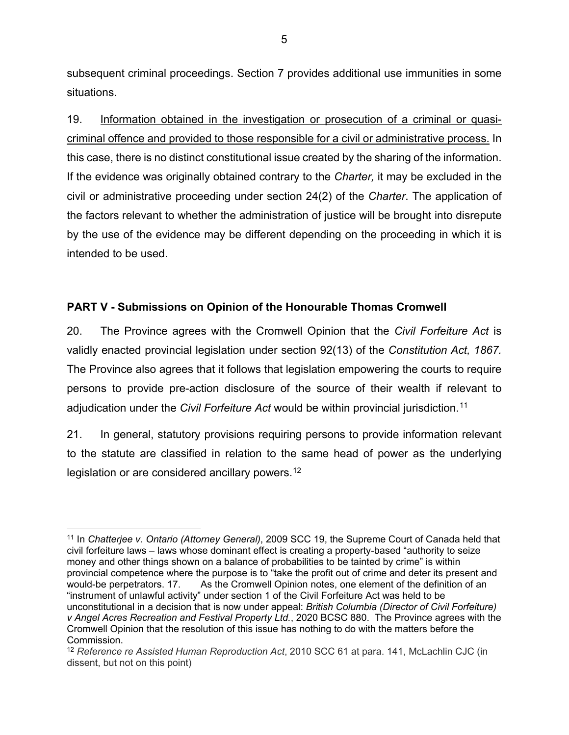subsequent criminal proceedings. Section 7 provides additional use immunities in some situations.

19. <u>Information obtained in the investigation or prosecution of a criminal or quasi-criminal offence and provided to those responsible for a civil or administrative process.</u> In this case, there is no distinct constitutional issue created by the sharing of the information. If the evidence was originally obtained contrary to the *Charter,* it may be excluded in the civil or administrative proceeding under section 24(2) of the *Charter*. The application of the factors relevant to whether the administration of justice will be brought into disrepute by the use of the evidence may be different depending on the proceeding in which it is intended to be used.

## PART V - Submissions on Opinion of the Honourable Thomas Cromwell

20. The Province agrees with the Cromwell Opinion that the *Civil Forfeiture Act* is validly enacted provincial legislation under section 92(13) of the *Constitution Act, 1867.* The Province also agrees that it follows that legislation empowering the courts to require persons to provide pre-action disclosure of the source of their wealth if relevant to adjudication under the *Civil Forfeiture Act* would be within provincial jurisdiction.[11]

21. In general, statutory provisions requiring persons to provide information relevant to the statute are classified in relation to the same head of power as the underlying legislation or are considered ancillary powers.[12]

---

[11] In *Chatterjee v. Ontario (Attorney General)*, 2009 SCC 19, the Supreme Court of Canada held that civil forfeiture laws – laws whose dominant effect is creating a property-based "authority to seize money and other things shown on a balance of probabilities to be tainted by crime" is within provincial competence where the purpose is to "take the profit out of crime and deter its present and would-be perpetrators. 17. As the Cromwell Opinion notes, one element of the definition of an "instrument of unlawful activity" under section 1 of the Civil Forfeiture Act was held to be unconstitutional in a decision that is now under appeal: *British Columbia (Director of Civil Forfeiture) v Angel Acres Recreation and Festival Property Ltd.*, 2020 BCSC 880. The Province agrees with the Cromwell Opinion that the resolution of this issue has nothing to do with the matters before the Commission.

[12] *Reference re Assisted Human Reproduction Act*, 2010 SCC 61 at para. 141, McLachlin CJC (in dissent, but not on this point)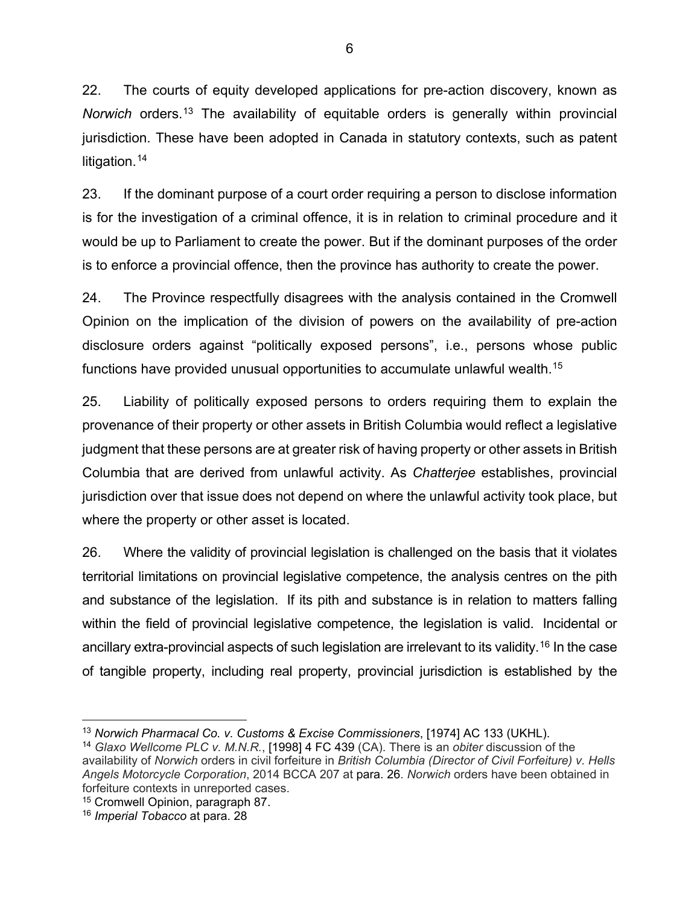22. The courts of equity developed applications for pre-action discovery, known as *Norwich* orders.[13] The availability of equitable orders is generally within provincial jurisdiction. These have been adopted in Canada in statutory contexts, such as patent litigation.[14]

23. If the dominant purpose of a court order requiring a person to disclose information is for the investigation of a criminal offence, it is in relation to criminal procedure and it would be up to Parliament to create the power. But if the dominant purposes of the order is to enforce a provincial offence, then the province has authority to create the power.

24. The Province respectfully disagrees with the analysis contained in the Cromwell Opinion on the implication of the division of powers on the availability of pre-action disclosure orders against "politically exposed persons", i.e., persons whose public functions have provided unusual opportunities to accumulate unlawful wealth.[15]

25. Liability of politically exposed persons to orders requiring them to explain the provenance of their property or other assets in British Columbia would reflect a legislative judgment that these persons are at greater risk of having property or other assets in British Columbia that are derived from unlawful activity. As *Chatterjee* establishes, provincial jurisdiction over that issue does not depend on where the unlawful activity took place, but where the property or other asset is located.

26. Where the validity of provincial legislation is challenged on the basis that it violates territorial limitations on provincial legislative competence, the analysis centres on the pith and substance of the legislation. If its pith and substance is in relation to matters falling within the field of provincial legislative competence, the legislation is valid. Incidental or ancillary extra-provincial aspects of such legislation are irrelevant to its validity.[16] In the case of tangible property, including real property, provincial jurisdiction is established by the

---

[13] *Norwich Pharmacal Co. v. Customs & Excise Commissioners*, [1974] AC 133 (UKHL).

[14] *Glaxo Wellcome PLC v. M.N.R.*, [1998] 4 FC 439 (CA). There is an *obiter* discussion of the availability of *Norwich* orders in civil forfeiture in *British Columbia (Director of Civil Forfeiture) v. Hells Angels Motorcycle Corporation*, 2014 BCCA 207 at para. 26. *Norwich* orders have been obtained in forfeiture contexts in unreported cases.

[15] Cromwell Opinion, paragraph 87.

[16] *Imperial Tobacco* at para. 28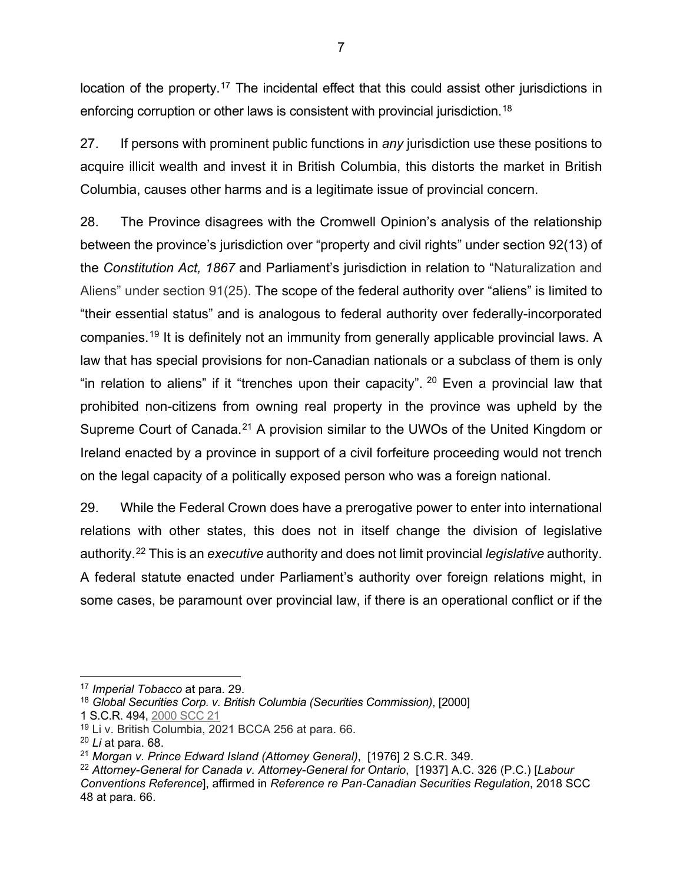location of the property.[17] The incidental effect that this could assist other jurisdictions in enforcing corruption or other laws is consistent with provincial jurisdiction.[18]

27. If persons with prominent public functions in *any* jurisdiction use these positions to acquire illicit wealth and invest it in British Columbia, this distorts the market in British Columbia, causes other harms and is a legitimate issue of provincial concern.

28. The Province disagrees with the Cromwell Opinion's analysis of the relationship between the province's jurisdiction over "property and civil rights" under section 92(13) of the *Constitution Act, 1867* and Parliament's jurisdiction in relation to "Naturalization and Aliens" under section 91(25). The scope of the federal authority over "aliens" is limited to "their essential status" and is analogous to federal authority over federally-incorporated companies.[19] It is definitely not an immunity from generally applicable provincial laws. A law that has special provisions for non-Canadian nationals or a subclass of them is only "in relation to aliens" if it "trenches upon their capacity". [20] Even a provincial law that prohibited non-citizens from owning real property in the province was upheld by the Supreme Court of Canada.[21] A provision similar to the UWOs of the United Kingdom or Ireland enacted by a province in support of a civil forfeiture proceeding would not trench on the legal capacity of a politically exposed person who was a foreign national.

29. While the Federal Crown does have a prerogative power to enter into international relations with other states, this does not in itself change the division of legislative authority.[22] This is an *executive* authority and does not limit provincial *legislative* authority. A federal statute enacted under Parliament's authority over foreign relations might, in some cases, be paramount over provincial law, if there is an operational conflict or if the

---

[17] *Imperial Tobacco* at para. 29.

[18] *Global Securities Corp. v. British Columbia (Securities Commission)*, [2000] 1 S.C.R. 494, 2000 SCC 21

[19] Li v. British Columbia, 2021 BCCA 256 at para. 66.

[20] *Li* at para. 68.

[21] *Morgan v. Prince Edward Island (Attorney General)*, [1976] 2 S.C.R. 349.

[22] *Attorney-General for Canada v. Attorney-General for Ontario*, [1937] A.C. 326 (P.C.) [*Labour Conventions Reference*], affirmed in *Reference re Pan-Canadian Securities Regulation*, 2018 SCC 48 at para. 66.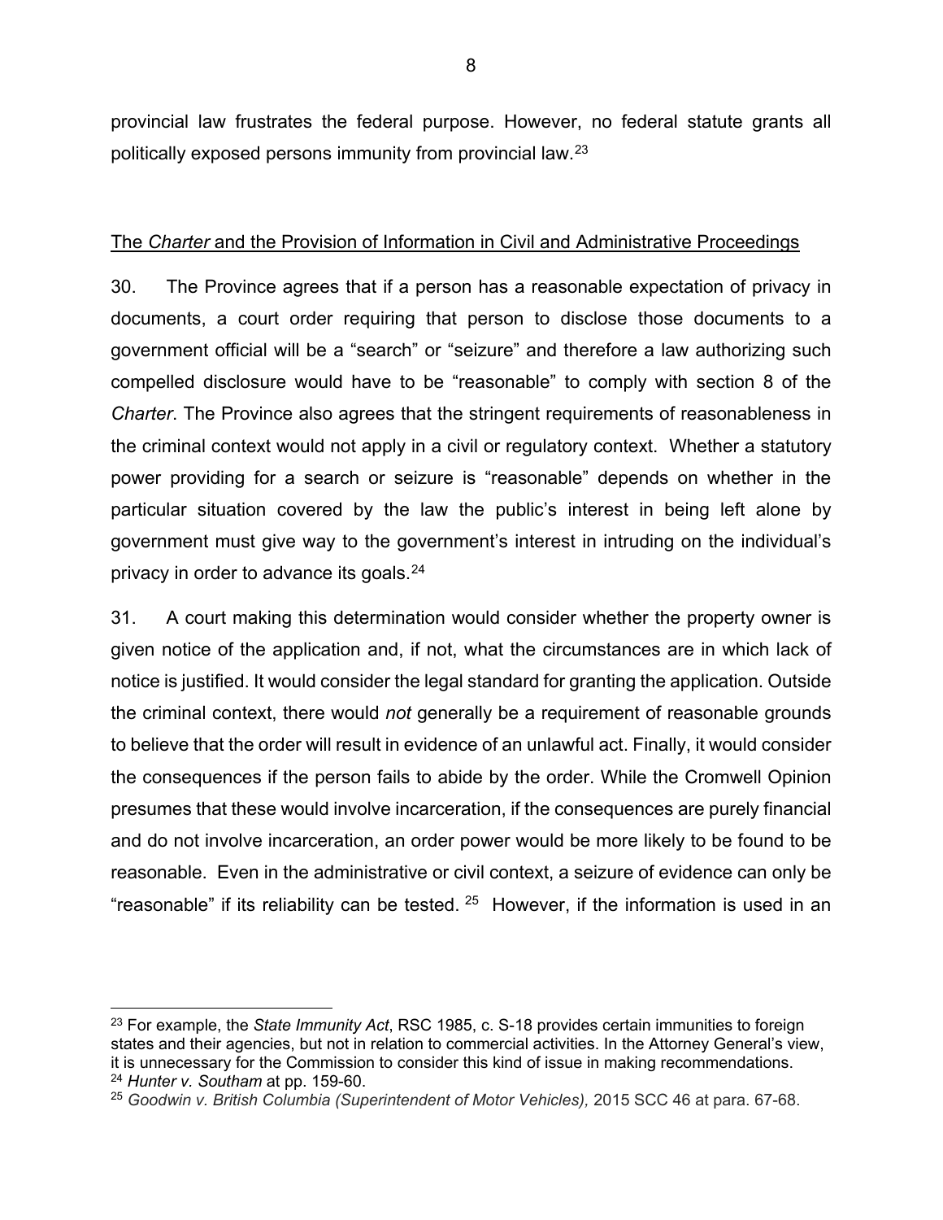provincial law frustrates the federal purpose. However, no federal statute grants all politically exposed persons immunity from provincial law.[23]

The *Charter* and the Provision of Information in Civil and Administrative Proceedings

30. The Province agrees that if a person has a reasonable expectation of privacy in documents, a court order requiring that person to disclose those documents to a government official will be a "search" or "seizure" and therefore a law authorizing such compelled disclosure would have to be "reasonable" to comply with section 8 of the *Charter*. The Province also agrees that the stringent requirements of reasonableness in the criminal context would not apply in a civil or regulatory context. Whether a statutory power providing for a search or seizure is "reasonable" depends on whether in the particular situation covered by the law the public's interest in being left alone by government must give way to the government's interest in intruding on the individual's privacy in order to advance its goals.[24]

31. A court making this determination would consider whether the property owner is given notice of the application and, if not, what the circumstances are in which lack of notice is justified. It would consider the legal standard for granting the application. Outside the criminal context, there would *not* generally be a requirement of reasonable grounds to believe that the order will result in evidence of an unlawful act. Finally, it would consider the consequences if the person fails to abide by the order. While the Cromwell Opinion presumes that these would involve incarceration, if the consequences are purely financial and do not involve incarceration, an order power would be more likely to be found to be reasonable. Even in the administrative or civil context, a seizure of evidence can only be "reasonable" if its reliability can be tested.[25] However, if the information is used in an

[23] For example, the *State Immunity Act*, RSC 1985, c. S-18 provides certain immunities to foreign states and their agencies, but not in relation to commercial activities. In the Attorney General's view, it is unnecessary for the Commission to consider this kind of issue in making recommendations.

[24] *Hunter v. Southam* at pp. 159-60.

[25] *Goodwin v. British Columbia (Superintendent of Motor Vehicles),* 2015 SCC 46 at para. 67-68.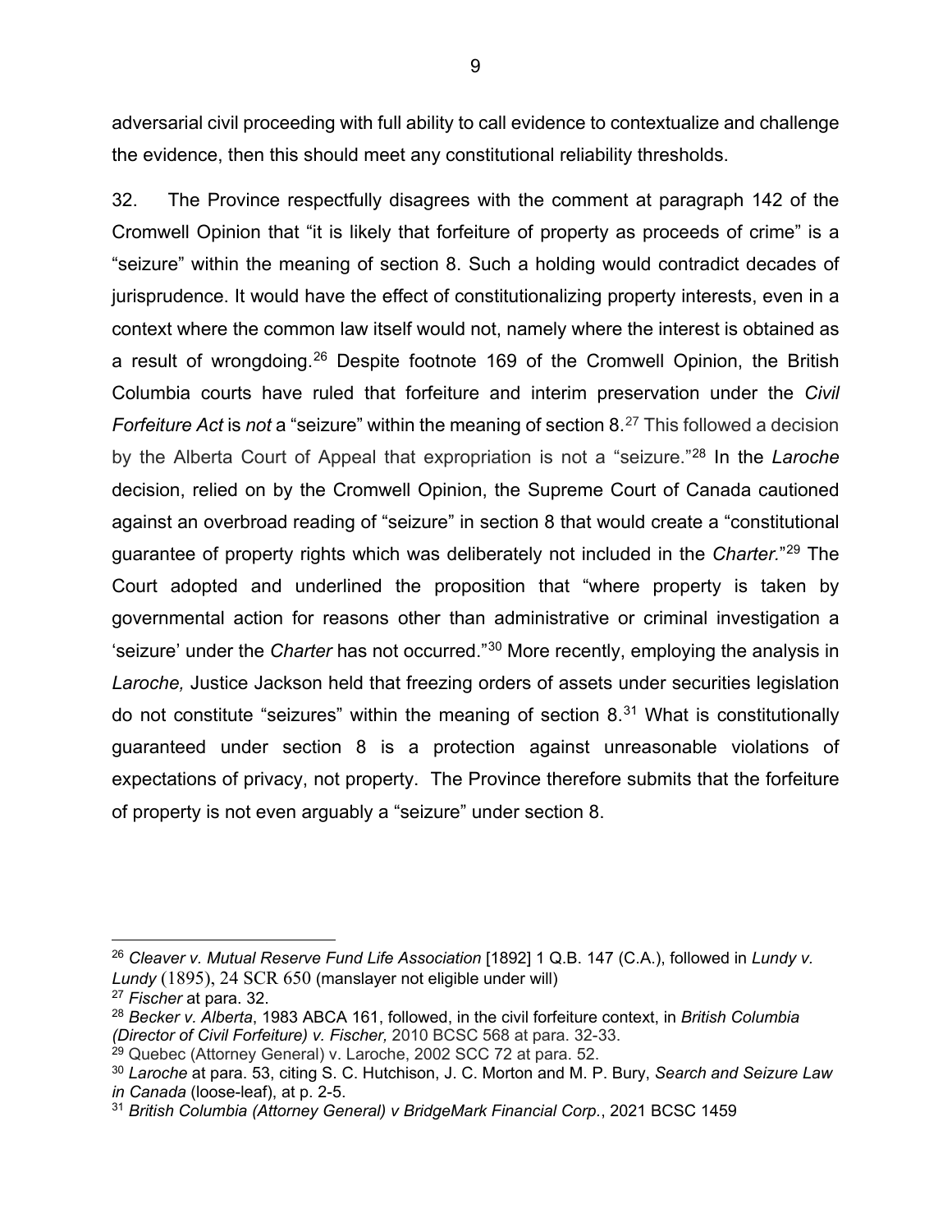adversarial civil proceeding with full ability to call evidence to contextualize and challenge the evidence, then this should meet any constitutional reliability thresholds.

32. The Province respectfully disagrees with the comment at paragraph 142 of the Cromwell Opinion that "it is likely that forfeiture of property as proceeds of crime" is a "seizure" within the meaning of section 8. Such a holding would contradict decades of jurisprudence. It would have the effect of constitutionalizing property interests, even in a context where the common law itself would not, namely where the interest is obtained as a result of wrongdoing.[26] Despite footnote 169 of the Cromwell Opinion, the British Columbia courts have ruled that forfeiture and interim preservation under the *Civil Forfeiture Act* is *not* a "seizure" within the meaning of section 8.[27] This followed a decision by the Alberta Court of Appeal that expropriation is not a "seizure."[28] In the *Laroche* decision, relied on by the Cromwell Opinion, the Supreme Court of Canada cautioned against an overbroad reading of "seizure" in section 8 that would create a "constitutional guarantee of property rights which was deliberately not included in the *Charter.*"[29] The Court adopted and underlined the proposition that "where property is taken by governmental action for reasons other than administrative or criminal investigation a 'seizure' under the *Charter* has not occurred."[30] More recently, employing the analysis in *Laroche,* Justice Jackson held that freezing orders of assets under securities legislation do not constitute "seizures" within the meaning of section 8.[31] What is constitutionally guaranteed under section 8 is a protection against unreasonable violations of expectations of privacy, not property. The Province therefore submits that the forfeiture of property is not even arguably a "seizure" under section 8.

---

[26] *Cleaver v. Mutual Reserve Fund Life Association* [1892] 1 Q.B. 147 (C.A.), followed in *Lundy v. Lundy* (1895), 24 SCR 650 (manslayer not eligible under will)

[27] *Fischer* at para. 32.

[28] *Becker v. Alberta*, 1983 ABCA 161, followed, in the civil forfeiture context, in *British Columbia (Director of Civil Forfeiture) v. Fischer,* 2010 BCSC 568 at para. 32-33.

[29] Quebec (Attorney General) v. Laroche, 2002 SCC 72 at para. 52.

[30] *Laroche* at para. 53, citing S. C. Hutchison, J. C. Morton and M. P. Bury, *Search and Seizure Law in Canada* (loose-leaf), at p. 2-5.

[31] *British Columbia (Attorney General) v BridgeMark Financial Corp.*, 2021 BCSC 1459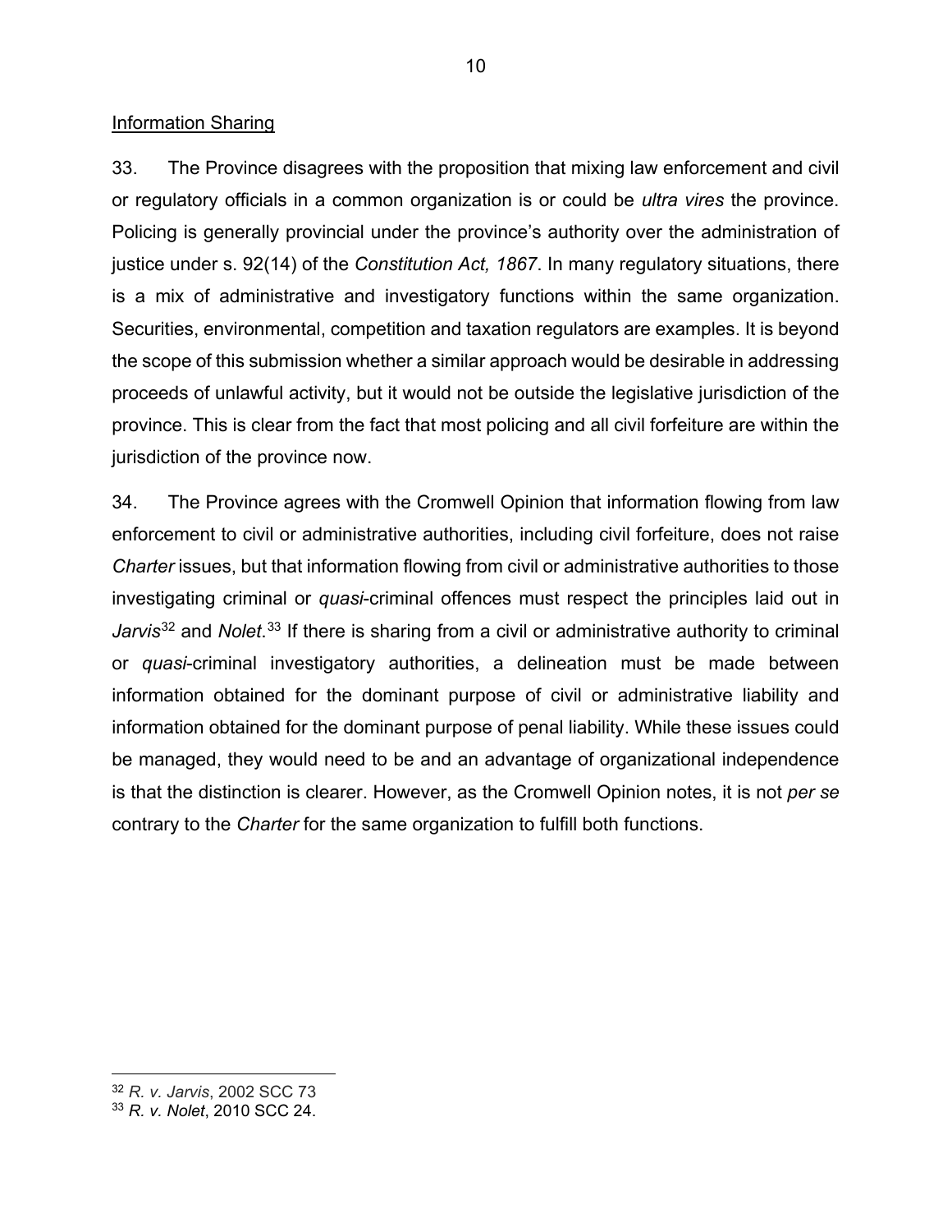Information Sharing

33. The Province disagrees with the proposition that mixing law enforcement and civil or regulatory officials in a common organization is or could be *ultra vires* the province. Policing is generally provincial under the province's authority over the administration of justice under s. 92(14) of the *Constitution Act, 1867*. In many regulatory situations, there is a mix of administrative and investigatory functions within the same organization. Securities, environmental, competition and taxation regulators are examples. It is beyond the scope of this submission whether a similar approach would be desirable in addressing proceeds of unlawful activity, but it would not be outside the legislative jurisdiction of the province. This is clear from the fact that most policing and all civil forfeiture are within the jurisdiction of the province now.

34. The Province agrees with the Cromwell Opinion that information flowing from law enforcement to civil or administrative authorities, including civil forfeiture, does not raise *Charter* issues, but that information flowing from civil or administrative authorities to those investigating criminal or *quasi*-criminal offences must respect the principles laid out in *Jarvis*[32] and *Nolet*.[33] If there is sharing from a civil or administrative authority to criminal or *quasi*-criminal investigatory authorities, a delineation must be made between information obtained for the dominant purpose of civil or administrative liability and information obtained for the dominant purpose of penal liability. While these issues could be managed, they would need to be and an advantage of organizational independence is that the distinction is clearer. However, as the Cromwell Opinion notes, it is not *per se* contrary to the *Charter* for the same organization to fulfill both functions.

---

[32] *R. v. Jarvis*, 2002 SCC 73

[33] *R. v. Nolet*, 2010 SCC 24.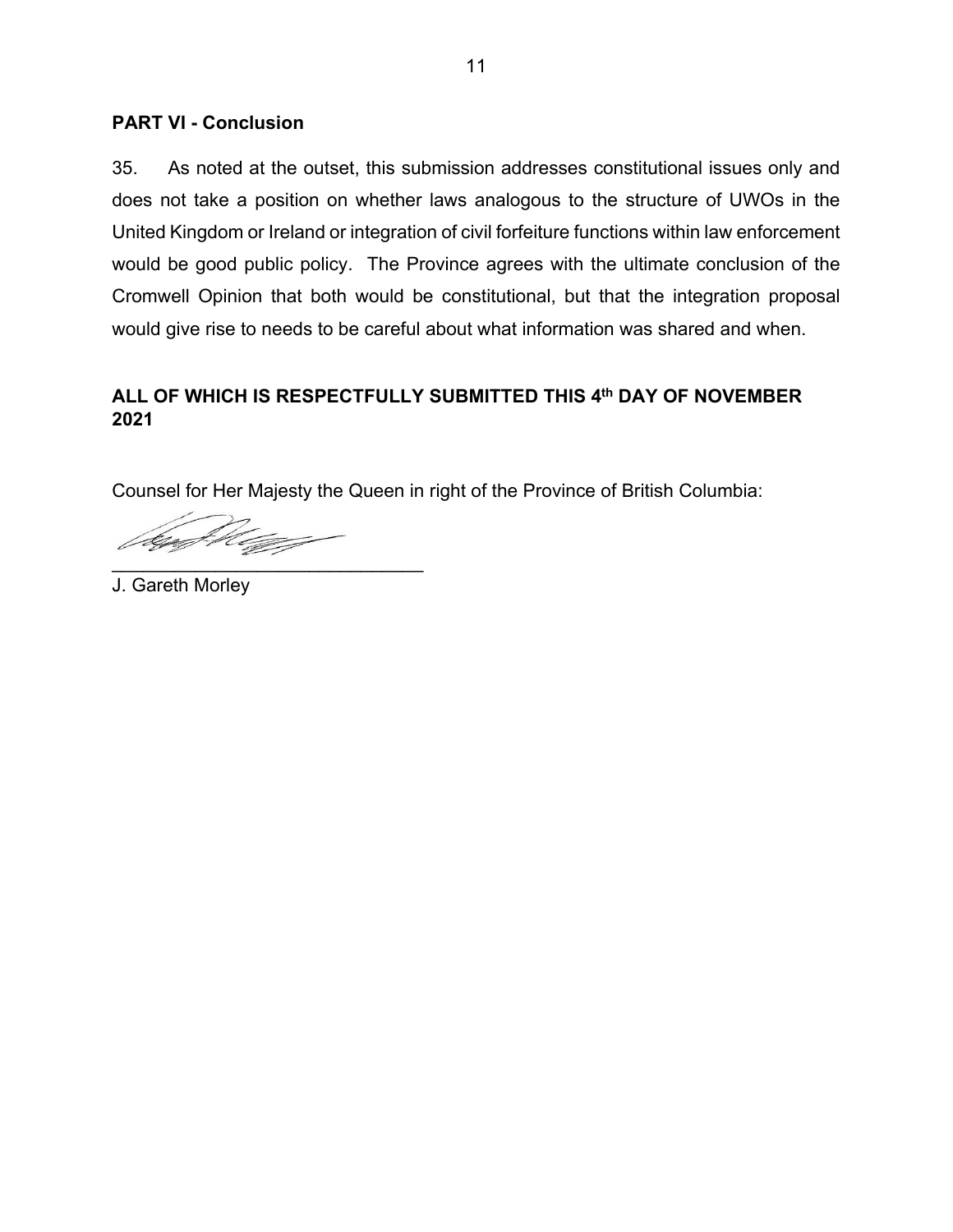## PART VI - Conclusion

35. As noted at the outset, this submission addresses constitutional issues only and does not take a position on whether laws analogous to the structure of UWOs in the United Kingdom or Ireland or integration of civil forfeiture functions within law enforcement would be good public policy. The Province agrees with the ultimate conclusion of the Cromwell Opinion that both would be constitutional, but that the integration proposal would give rise to needs to be careful about what information was shared and when.

**ALL OF WHICH IS RESPECTFULLY SUBMITTED THIS 4th DAY OF NOVEMBER 2021**

Counsel for Her Majesty the Queen in right of the Province of British Columbia:

______________________________

J. Gareth Morley